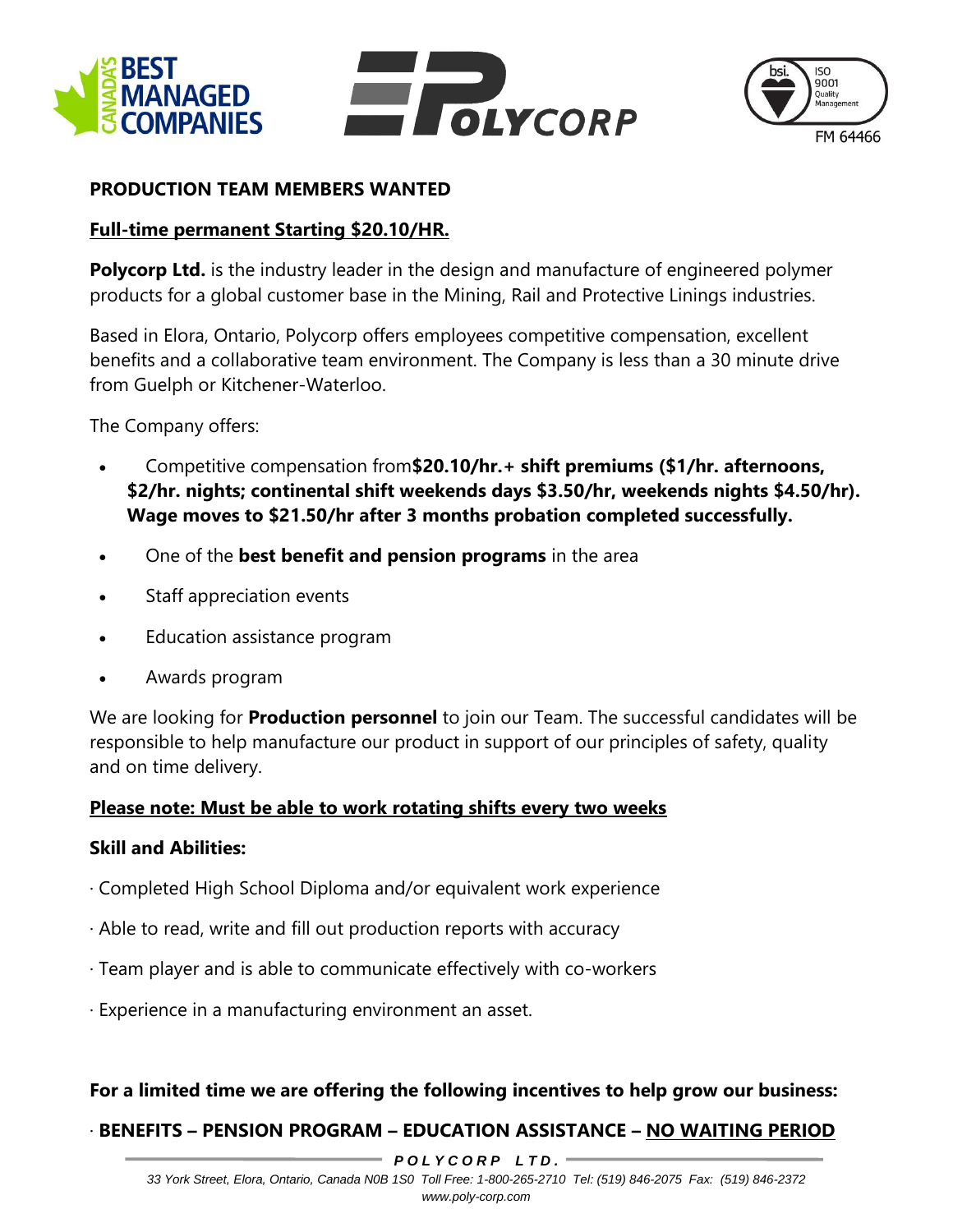## PRODUCTION TEAM MEMBERS WANTED

**Full-time permanent Starting $20.10/HR.**

**Polycorp Ltd.** is the industry leader in the design and manufacture of engineered polymer products for a global customer base in the Mining, Rail and Protective Linings industries.

Based in Elora, Ontario, Polycorp offers employees competitive compensation, excellent benefits and a collaborative team environment. The Company is less than a 30 minute drive from Guelph or Kitchener-Waterloo.

The Company offers:

- Competitive compensation from **$20.10/hr.+ shift premiums ($1/hr. afternoons, $2/hr. nights; continental shift weekends days $3.50/hr, weekends nights $4.50/hr). Wage moves to $21.50/hr after 3 months probation completed successfully.**
- One of the **best benefit and pension programs** in the area
- Staff appreciation events
- Education assistance program
- Awards program

We are looking for **Production personnel** to join our Team. The successful candidates will be responsible to help manufacture our product in support of our principles of safety, quality and on time delivery.

**Please note: Must be able to work rotating shifts every two weeks**

**Skill and Abilities:**

· Completed High School Diploma and/or equivalent work experience

· Able to read, write and fill out production reports with accuracy

· Team player and is able to communicate effectively with co-workers

· Experience in a manufacturing environment an asset.

**For a limited time we are offering the following incentives to help grow our business:**

· **BENEFITS – PENSION PROGRAM – EDUCATION ASSISTANCE – NO WAITING PERIOD**

***POLYCORP LTD.***

*33 York Street, Elora, Ontario, Canada N0B 1S0 Toll Free: 1-800-265-2710 Tel: (519) 846-2075 Fax: (519) 846-2372*
*www.poly-corp.com*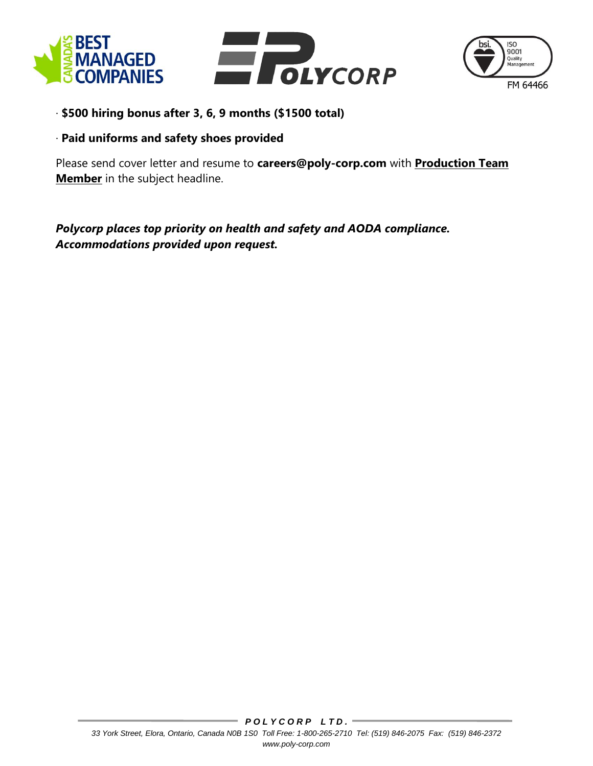· **$500 hiring bonus after 3, 6, 9 months ($1500 total)**

· **Paid uniforms and safety shoes provided**

Please send cover letter and resume to **careers@poly-corp.com** with **Production Team Member** in the subject headline.

***Polycorp places top priority on health and safety and AODA compliance. Accommodations provided upon request.***